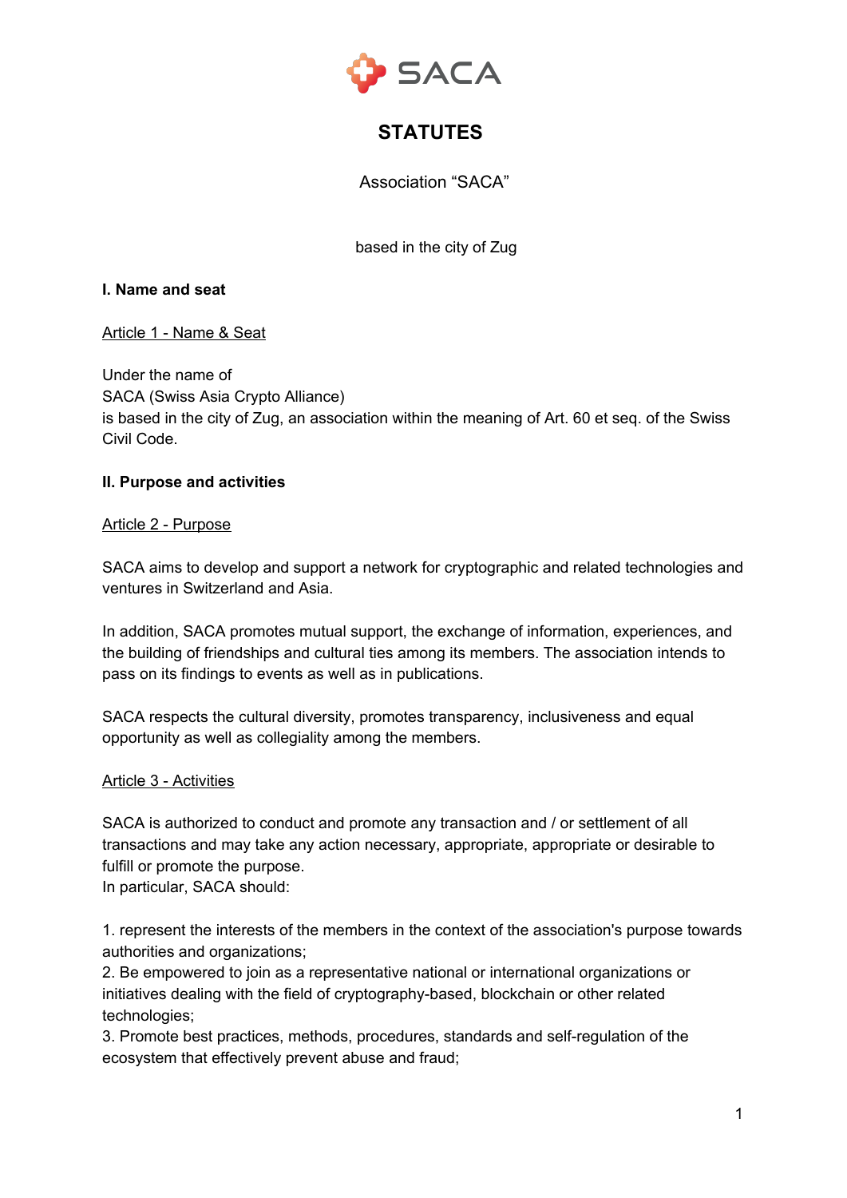SACA

# STATUTES

Association “SACA”

based in the city of Zug

## I. Name and seat

### Article 1 - Name & Seat

Under the name of
SACA (Swiss Asia Crypto Alliance)
is based in the city of Zug, an association within the meaning of Art. 60 et seq. of the Swiss Civil Code.

## II. Purpose and activities

### Article 2 - Purpose

SACA aims to develop and support a network for cryptographic and related technologies and ventures in Switzerland and Asia.

In addition, SACA promotes mutual support, the exchange of information, experiences, and the building of friendships and cultural ties among its members. The association intends to pass on its findings to events as well as in publications.

SACA respects the cultural diversity, promotes transparency, inclusiveness and equal opportunity as well as collegiality among the members.

### Article 3 - Activities

SACA is authorized to conduct and promote any transaction and / or settlement of all transactions and may take any action necessary, appropriate, appropriate or desirable to fulfill or promote the purpose.
In particular, SACA should:

1. represent the interests of the members in the context of the association's purpose towards authorities and organizations;
2. Be empowered to join as a representative national or international organizations or initiatives dealing with the field of cryptography-based, blockchain or other related technologies;
3. Promote best practices, methods, procedures, standards and self-regulation of the ecosystem that effectively prevent abuse and fraud;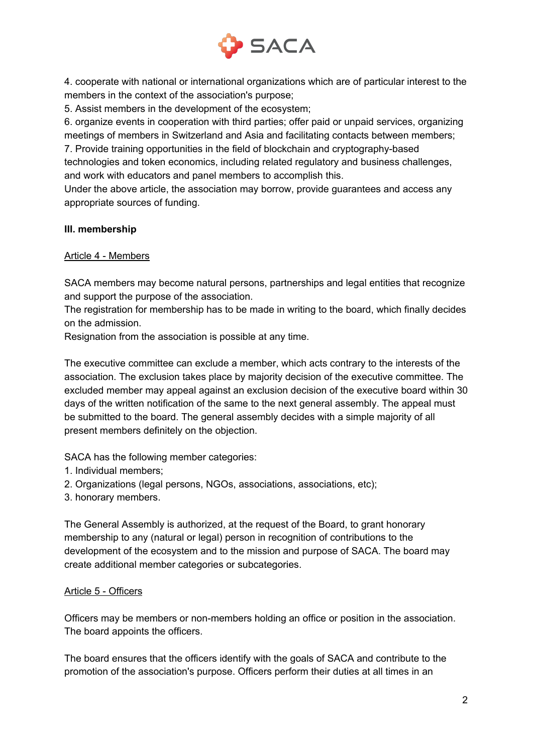4. cooperate with national or international organizations which are of particular interest to the members in the context of the association's purpose;
5. Assist members in the development of the ecosystem;
6. organize events in cooperation with third parties; offer paid or unpaid services, organizing meetings of members in Switzerland and Asia and facilitating contacts between members;
7. Provide training opportunities in the field of blockchain and cryptography-based technologies and token economics, including related regulatory and business challenges, and work with educators and panel members to accomplish this.

Under the above article, the association may borrow, provide guarantees and access any appropriate sources of funding.

**III. membership**

Article 4 - Members

SACA members may become natural persons, partnerships and legal entities that recognize and support the purpose of the association.
The registration for membership has to be made in writing to the board, which finally decides on the admission.
Resignation from the association is possible at any time.

The executive committee can exclude a member, which acts contrary to the interests of the association. The exclusion takes place by majority decision of the executive committee. The excluded member may appeal against an exclusion decision of the executive board within 30 days of the written notification of the same to the next general assembly. The appeal must be submitted to the board. The general assembly decides with a simple majority of all present members definitely on the objection.

SACA has the following member categories:
1. Individual members;
2. Organizations (legal persons, NGOs, associations, associations, etc);
3. honorary members.

The General Assembly is authorized, at the request of the Board, to grant honorary membership to any (natural or legal) person in recognition of contributions to the development of the ecosystem and to the mission and purpose of SACA. The board may create additional member categories or subcategories.

Article 5 - Officers

Officers may be members or non-members holding an office or position in the association. The board appoints the officers.

The board ensures that the officers identify with the goals of SACA and contribute to the promotion of the association's purpose. Officers perform their duties at all times in an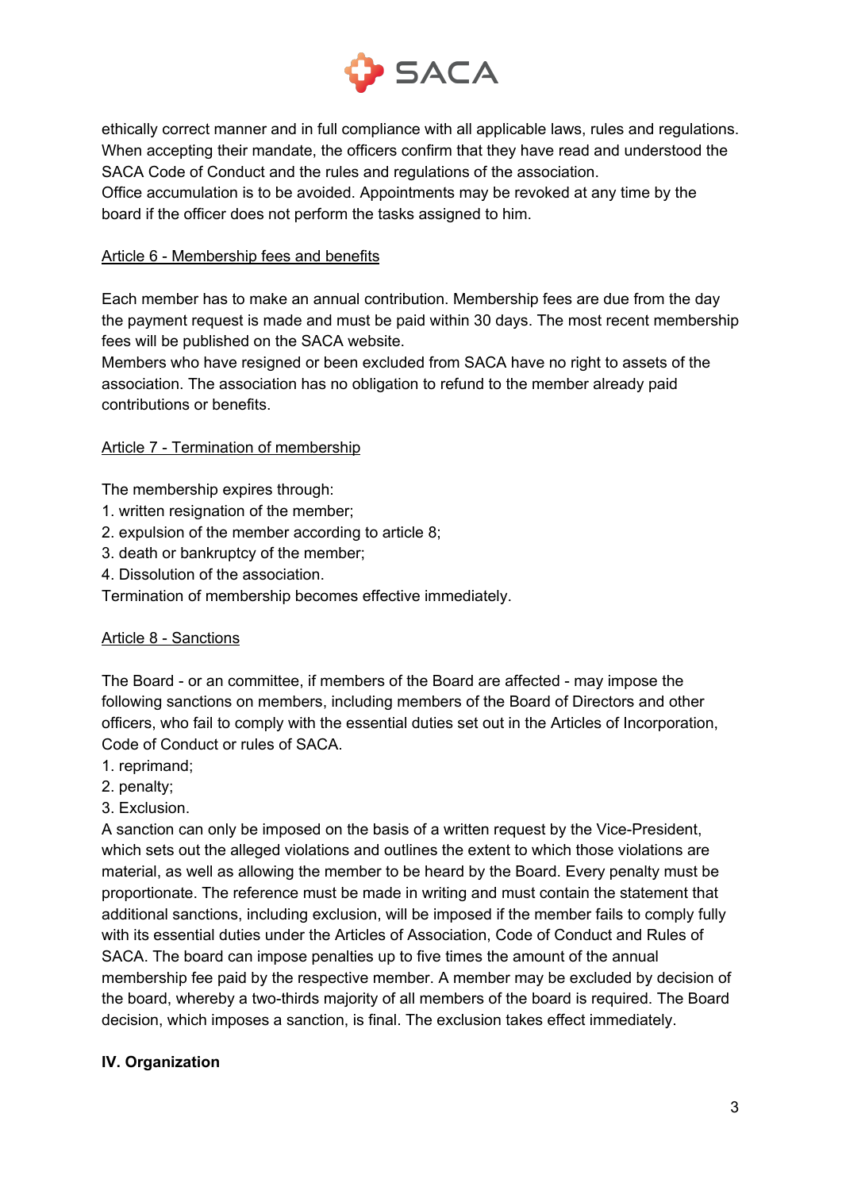ethically correct manner and in full compliance with all applicable laws, rules and regulations. When accepting their mandate, the officers confirm that they have read and understood the SACA Code of Conduct and the rules and regulations of the association.
Office accumulation is to be avoided. Appointments may be revoked at any time by the board if the officer does not perform the tasks assigned to him.

Article 6 - Membership fees and benefits

Each member has to make an annual contribution. Membership fees are due from the day the payment request is made and must be paid within 30 days. The most recent membership fees will be published on the SACA website.
Members who have resigned or been excluded from SACA have no right to assets of the association. The association has no obligation to refund to the member already paid contributions or benefits.

Article 7 - Termination of membership

The membership expires through:
1. written resignation of the member;
2. expulsion of the member according to article 8;
3. death or bankruptcy of the member;
4. Dissolution of the association.

Termination of membership becomes effective immediately.

Article 8 - Sanctions

The Board - or an committee, if members of the Board are affected - may impose the following sanctions on members, including members of the Board of Directors and other officers, who fail to comply with the essential duties set out in the Articles of Incorporation, Code of Conduct or rules of SACA.
1. reprimand;
2. penalty;
3. Exclusion.

A sanction can only be imposed on the basis of a written request by the Vice-President, which sets out the alleged violations and outlines the extent to which those violations are material, as well as allowing the member to be heard by the Board. Every penalty must be proportionate. The reference must be made in writing and must contain the statement that additional sanctions, including exclusion, will be imposed if the member fails to comply fully with its essential duties under the Articles of Association, Code of Conduct and Rules of SACA. The board can impose penalties up to five times the amount of the annual membership fee paid by the respective member. A member may be excluded by decision of the board, whereby a two-thirds majority of all members of the board is required. The Board decision, which imposes a sanction, is final. The exclusion takes effect immediately.

**IV. Organization**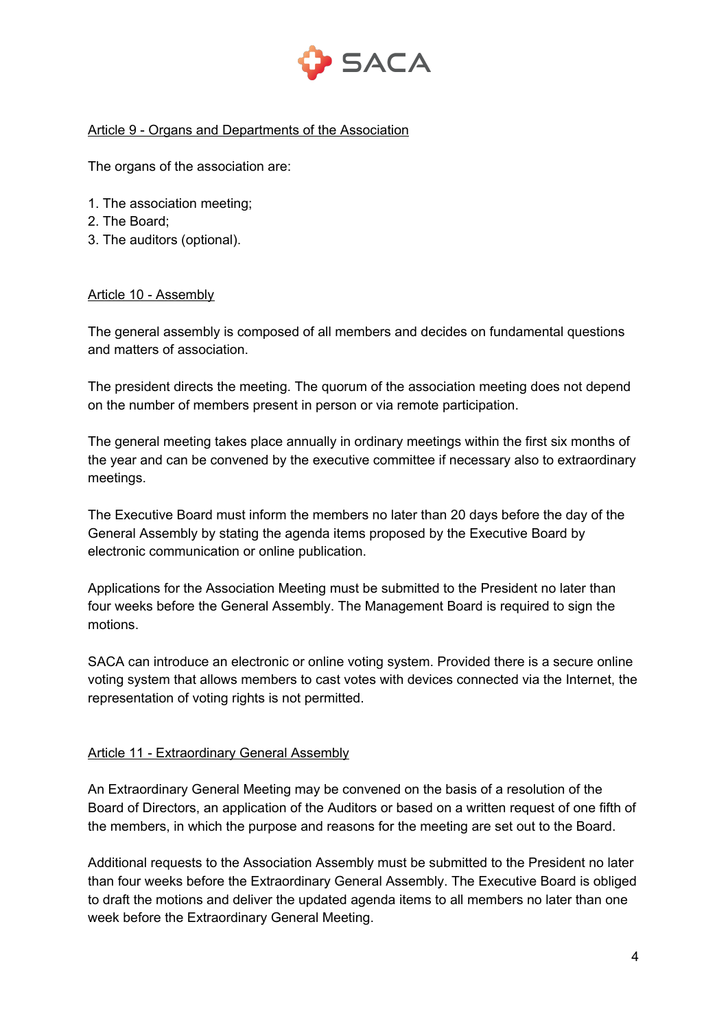Article 9 - Organs and Departments of the Association

The organs of the association are:

1. The association meeting;
2. The Board;
3. The auditors (optional).

Article 10 - Assembly

The general assembly is composed of all members and decides on fundamental questions and matters of association.

The president directs the meeting. The quorum of the association meeting does not depend on the number of members present in person or via remote participation.

The general meeting takes place annually in ordinary meetings within the first six months of the year and can be convened by the executive committee if necessary also to extraordinary meetings.

The Executive Board must inform the members no later than 20 days before the day of the General Assembly by stating the agenda items proposed by the Executive Board by electronic communication or online publication.

Applications for the Association Meeting must be submitted to the President no later than four weeks before the General Assembly. The Management Board is required to sign the motions.

SACA can introduce an electronic or online voting system. Provided there is a secure online voting system that allows members to cast votes with devices connected via the Internet, the representation of voting rights is not permitted.

Article 11 - Extraordinary General Assembly

An Extraordinary General Meeting may be convened on the basis of a resolution of the Board of Directors, an application of the Auditors or based on a written request of one fifth of the members, in which the purpose and reasons for the meeting are set out to the Board.

Additional requests to the Association Assembly must be submitted to the President no later than four weeks before the Extraordinary General Assembly. The Executive Board is obliged to draft the motions and deliver the updated agenda items to all members no later than one week before the Extraordinary General Meeting.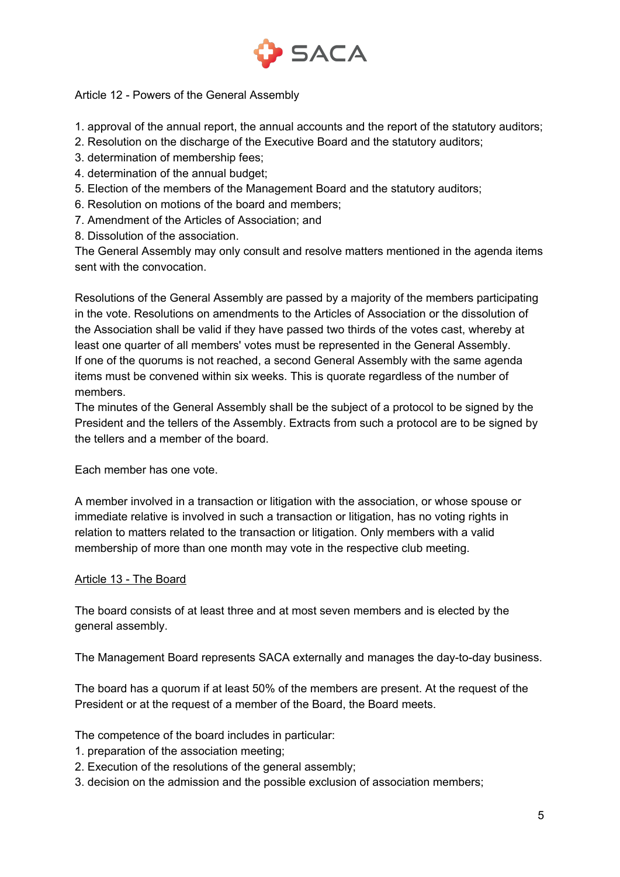Article 12 - Powers of the General Assembly

1. approval of the annual report, the annual accounts and the report of the statutory auditors;
2. Resolution on the discharge of the Executive Board and the statutory auditors;
3. determination of membership fees;
4. determination of the annual budget;
5. Election of the members of the Management Board and the statutory auditors;
6. Resolution on motions of the board and members;
7. Amendment of the Articles of Association; and
8. Dissolution of the association.

The General Assembly may only consult and resolve matters mentioned in the agenda items sent with the convocation.

Resolutions of the General Assembly are passed by a majority of the members participating in the vote. Resolutions on amendments to the Articles of Association or the dissolution of the Association shall be valid if they have passed two thirds of the votes cast, whereby at least one quarter of all members' votes must be represented in the General Assembly. If one of the quorums is not reached, a second General Assembly with the same agenda items must be convened within six weeks. This is quorate regardless of the number of members.
The minutes of the General Assembly shall be the subject of a protocol to be signed by the President and the tellers of the Assembly. Extracts from such a protocol are to be signed by the tellers and a member of the board.

Each member has one vote.

A member involved in a transaction or litigation with the association, or whose spouse or immediate relative is involved in such a transaction or litigation, has no voting rights in relation to matters related to the transaction or litigation. Only members with a valid membership of more than one month may vote in the respective club meeting.

## Article 13 - The Board

The board consists of at least three and at most seven members and is elected by the general assembly.

The Management Board represents SACA externally and manages the day-to-day business.

The board has a quorum if at least 50% of the members are present. At the request of the President or at the request of a member of the Board, the Board meets.

The competence of the board includes in particular:
1. preparation of the association meeting;
2. Execution of the resolutions of the general assembly;
3. decision on the admission and the possible exclusion of association members;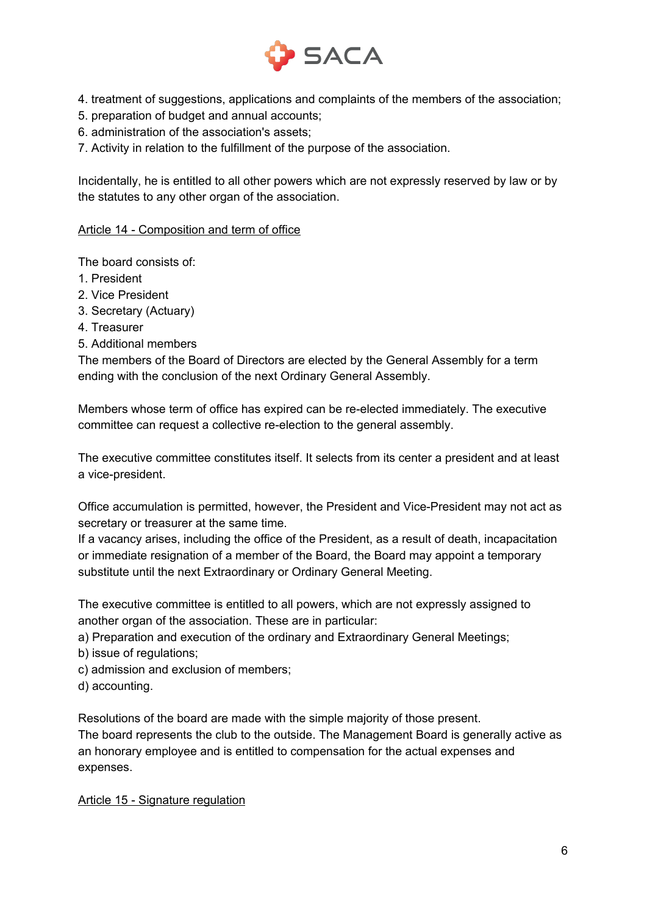4. treatment of suggestions, applications and complaints of the members of the association;
5. preparation of budget and annual accounts;
6. administration of the association's assets;
7. Activity in relation to the fulfillment of the purpose of the association.

Incidentally, he is entitled to all other powers which are not expressly reserved by law or by the statutes to any other organ of the association.

<u>Article 14 - Composition and term of office</u>

The board consists of:
1. President
2. Vice President
3. Secretary (Actuary)
4. Treasurer
5. Additional members

The members of the Board of Directors are elected by the General Assembly for a term ending with the conclusion of the next Ordinary General Assembly.

Members whose term of office has expired can be re-elected immediately. The executive committee can request a collective re-election to the general assembly.

The executive committee constitutes itself. It selects from its center a president and at least a vice-president.

Office accumulation is permitted, however, the President and Vice-President may not act as secretary or treasurer at the same time.
If a vacancy arises, including the office of the President, as a result of death, incapacitation or immediate resignation of a member of the Board, the Board may appoint a temporary substitute until the next Extraordinary or Ordinary General Meeting.

The executive committee is entitled to all powers, which are not expressly assigned to another organ of the association. These are in particular:
a) Preparation and execution of the ordinary and Extraordinary General Meetings;
b) issue of regulations;
c) admission and exclusion of members;
d) accounting.

Resolutions of the board are made with the simple majority of those present.
The board represents the club to the outside. The Management Board is generally active as an honorary employee and is entitled to compensation for the actual expenses and expenses.

<u>Article 15 - Signature regulation</u>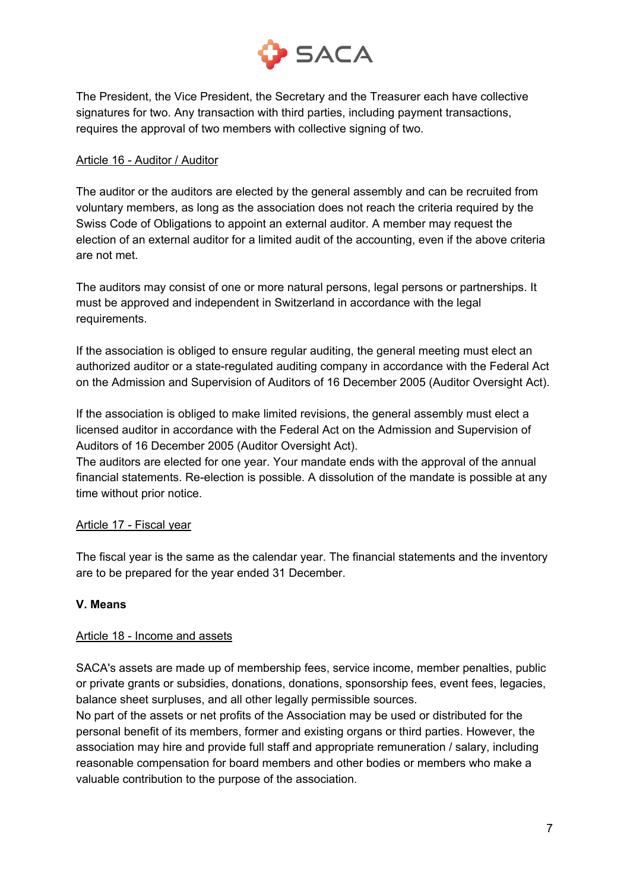The President, the Vice President, the Secretary and the Treasurer each have collective signatures for two. Any transaction with third parties, including payment transactions, requires the approval of two members with collective signing of two.

Article 16 - Auditor / Auditor

The auditor or the auditors are elected by the general assembly and can be recruited from voluntary members, as long as the association does not reach the criteria required by the Swiss Code of Obligations to appoint an external auditor. A member may request the election of an external auditor for a limited audit of the accounting, even if the above criteria are not met.

The auditors may consist of one or more natural persons, legal persons or partnerships. It must be approved and independent in Switzerland in accordance with the legal requirements.

If the association is obliged to ensure regular auditing, the general meeting must elect an authorized auditor or a state-regulated auditing company in accordance with the Federal Act on the Admission and Supervision of Auditors of 16 December 2005 (Auditor Oversight Act).

If the association is obliged to make limited revisions, the general assembly must elect a licensed auditor in accordance with the Federal Act on the Admission and Supervision of Auditors of 16 December 2005 (Auditor Oversight Act).
The auditors are elected for one year. Your mandate ends with the approval of the annual financial statements. Re-election is possible. A dissolution of the mandate is possible at any time without prior notice.

Article 17 - Fiscal year

The fiscal year is the same as the calendar year. The financial statements and the inventory are to be prepared for the year ended 31 December.

**V. Means**

Article 18 - Income and assets

SACA's assets are made up of membership fees, service income, member penalties, public or private grants or subsidies, donations, donations, sponsorship fees, event fees, legacies, balance sheet surpluses, and all other legally permissible sources.
No part of the assets or net profits of the Association may be used or distributed for the personal benefit of its members, former and existing organs or third parties. However, the association may hire and provide full staff and appropriate remuneration / salary, including reasonable compensation for board members and other bodies or members who make a valuable contribution to the purpose of the association.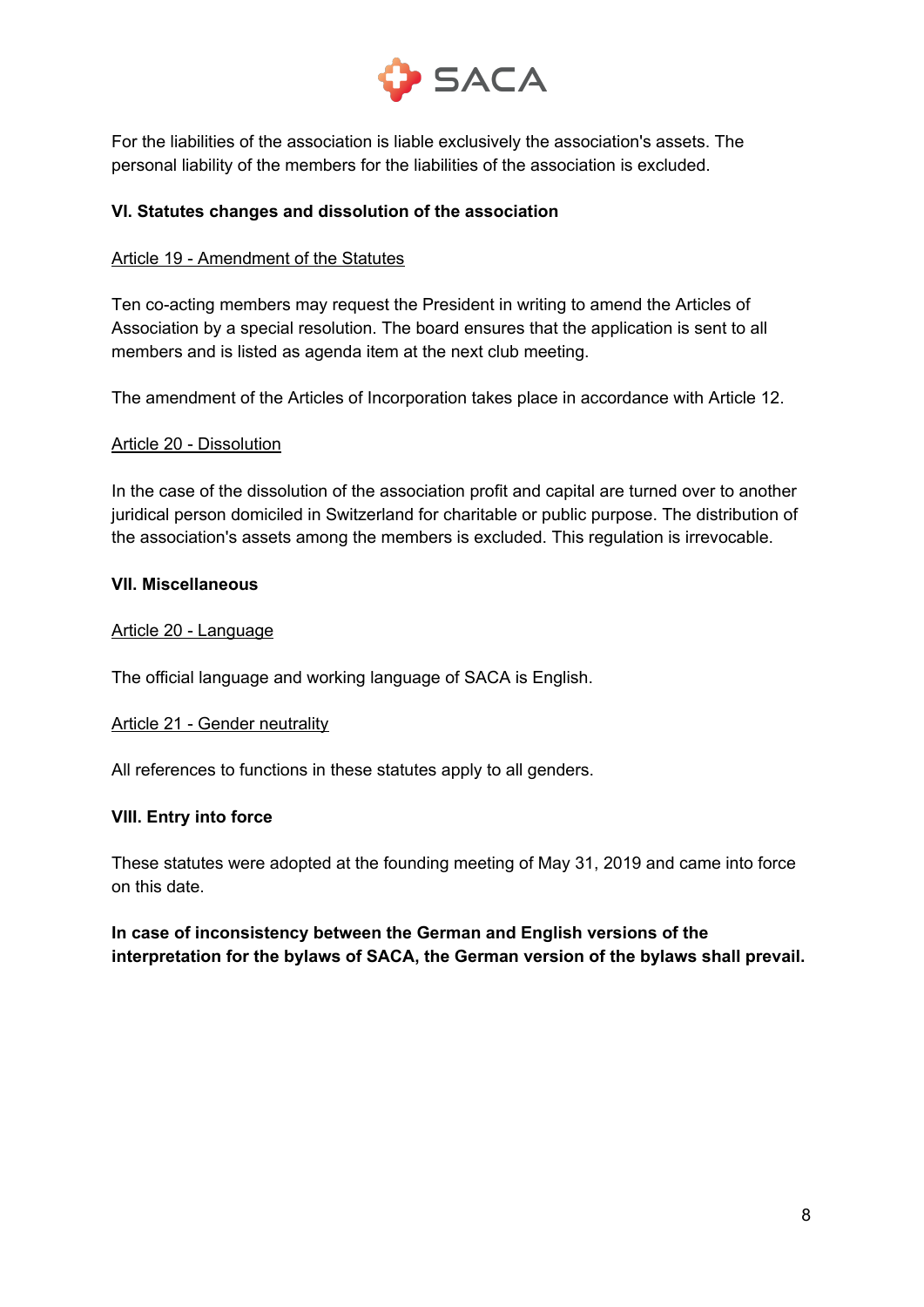For the liabilities of the association is liable exclusively the association's assets. The personal liability of the members for the liabilities of the association is excluded.

## VI. Statutes changes and dissolution of the association

### Article 19 - Amendment of the Statutes

Ten co-acting members may request the President in writing to amend the Articles of Association by a special resolution. The board ensures that the application is sent to all members and is listed as agenda item at the next club meeting.

The amendment of the Articles of Incorporation takes place in accordance with Article 12.

### Article 20 - Dissolution

In the case of the dissolution of the association profit and capital are turned over to another juridical person domiciled in Switzerland for charitable or public purpose. The distribution of the association's assets among the members is excluded. This regulation is irrevocable.

## VII. Miscellaneous

### Article 20 - Language

The official language and working language of SACA is English.

### Article 21 - Gender neutrality

All references to functions in these statutes apply to all genders.

## VIII. Entry into force

These statutes were adopted at the founding meeting of May 31, 2019 and came into force on this date.

**In case of inconsistency between the German and English versions of the interpretation for the bylaws of SACA, the German version of the bylaws shall prevail.**